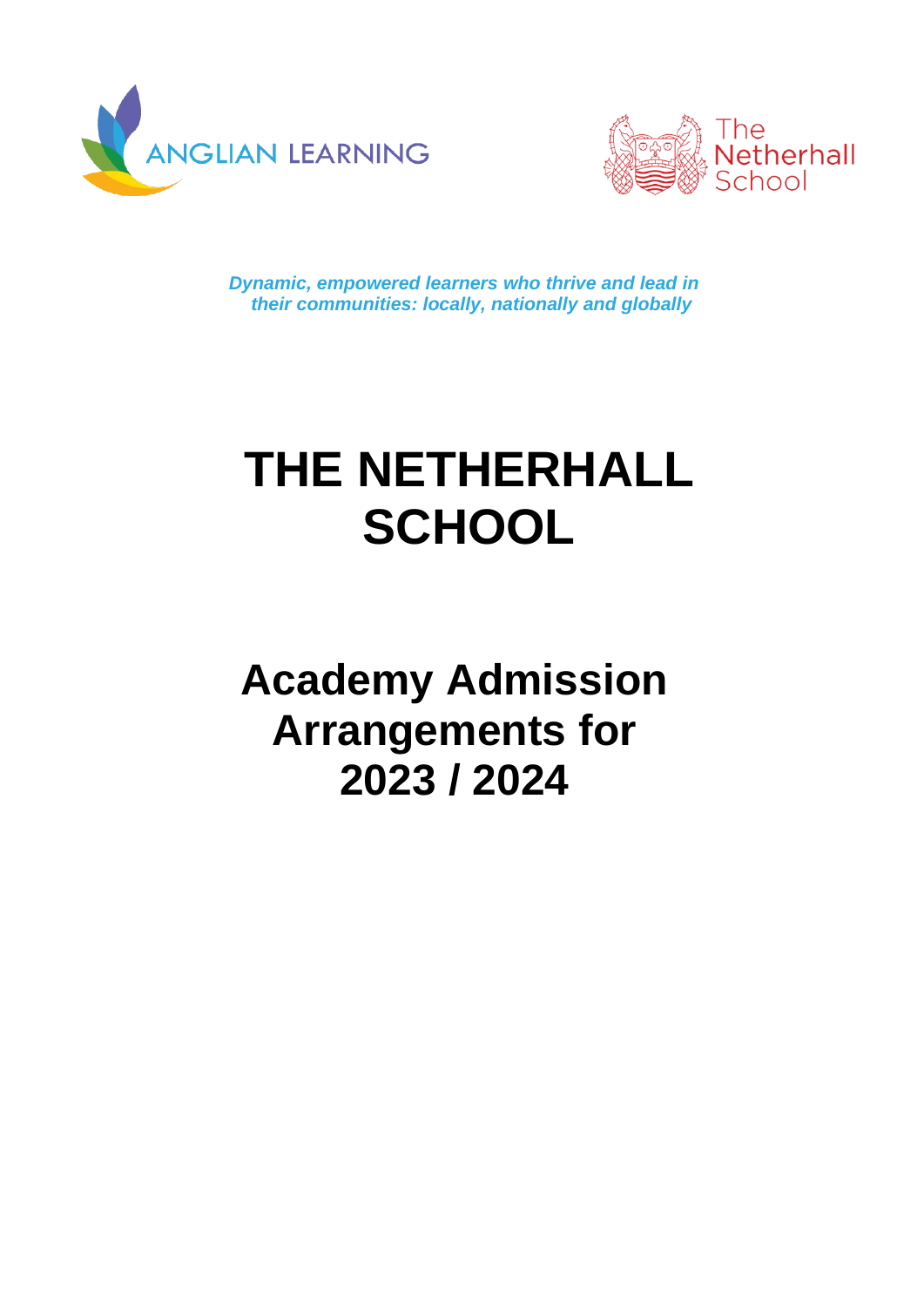ANGLIAN LEARNING

The Netherhall School

*Dynamic, empowered learners who thrive and lead in their communities: locally, nationally and globally*

# THE NETHERHALL SCHOOL

## Academy Admission Arrangements for 2023 / 2024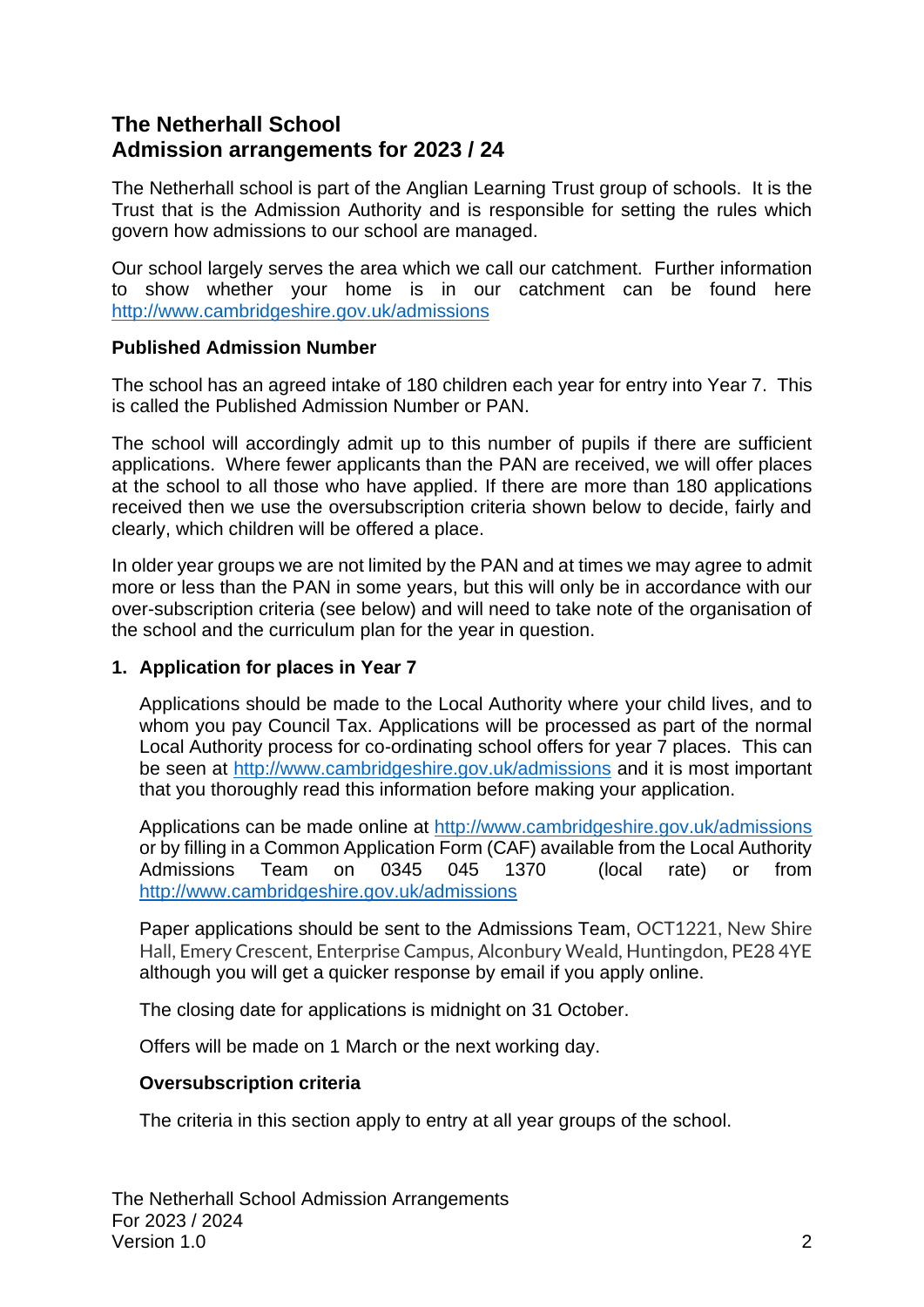## The Netherhall School
## Admission arrangements for 2023 / 24

The Netherhall school is part of the Anglian Learning Trust group of schools. It is the Trust that is the Admission Authority and is responsible for setting the rules which govern how admissions to our school are managed.

Our school largely serves the area which we call our catchment. Further information to show whether your home is in our catchment can be found here http://www.cambridgeshire.gov.uk/admissions

**Published Admission Number**

The school has an agreed intake of 180 children each year for entry into Year 7. This is called the Published Admission Number or PAN.

The school will accordingly admit up to this number of pupils if there are sufficient applications. Where fewer applicants than the PAN are received, we will offer places at the school to all those who have applied. If there are more than 180 applications received then we use the oversubscription criteria shown below to decide, fairly and clearly, which children will be offered a place.

In older year groups we are not limited by the PAN and at times we may agree to admit more or less than the PAN in some years, but this will only be in accordance with our over-subscription criteria (see below) and will need to take note of the organisation of the school and the curriculum plan for the year in question.

**1. Application for places in Year 7**

Applications should be made to the Local Authority where your child lives, and to whom you pay Council Tax. Applications will be processed as part of the normal Local Authority process for co-ordinating school offers for year 7 places. This can be seen at http://www.cambridgeshire.gov.uk/admissions and it is most important that you thoroughly read this information before making your application.

Applications can be made online at http://www.cambridgeshire.gov.uk/admissions or by filling in a Common Application Form (CAF) available from the Local Authority Admissions Team on 0345 045 1370 (local rate) or from http://www.cambridgeshire.gov.uk/admissions

Paper applications should be sent to the Admissions Team, OCT1221, New Shire Hall, Emery Crescent, Enterprise Campus, Alconbury Weald, Huntingdon, PE28 4YE although you will get a quicker response by email if you apply online.

The closing date for applications is midnight on 31 October.

Offers will be made on 1 March or the next working day.

**Oversubscription criteria**

The criteria in this section apply to entry at all year groups of the school.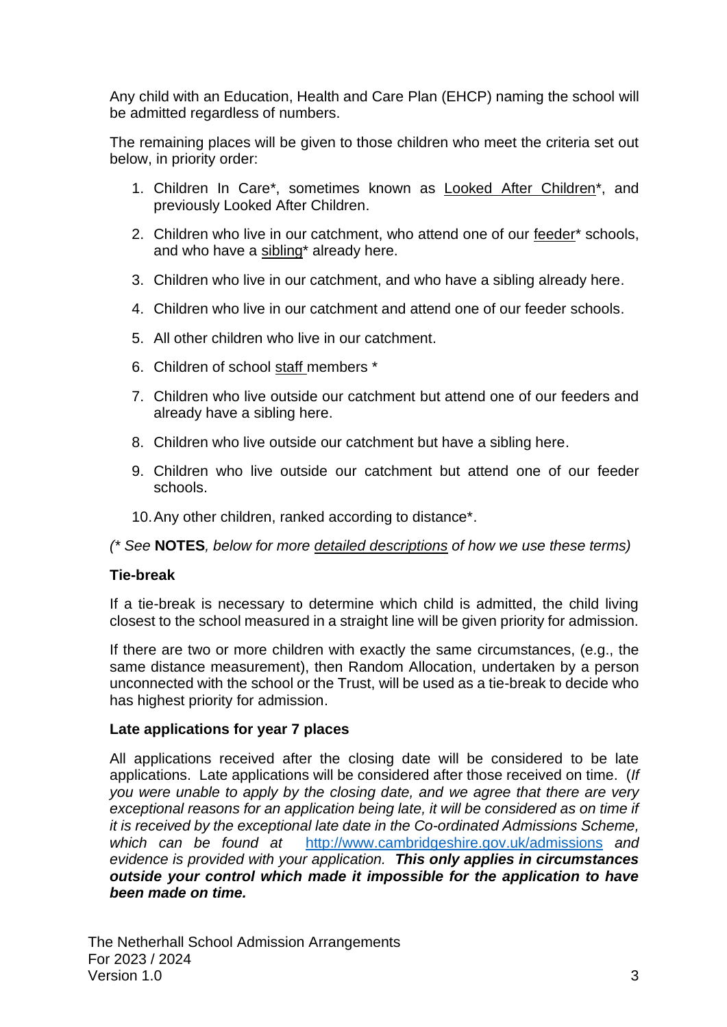Any child with an Education, Health and Care Plan (EHCP) naming the school will be admitted regardless of numbers.

The remaining places will be given to those children who meet the criteria set out below, in priority order:

1. Children In Care*, sometimes known as Looked After Children*, and previously Looked After Children.
2. Children who live in our catchment, who attend one of our feeder* schools, and who have a sibling* already here.
3. Children who live in our catchment, and who have a sibling already here.
4. Children who live in our catchment and attend one of our feeder schools.
5. All other children who live in our catchment.
6. Children of school staff members *
7. Children who live outside our catchment but attend one of our feeders and already have a sibling here.
8. Children who live outside our catchment but have a sibling here.
9. Children who live outside our catchment but attend one of our feeder schools.
10. Any other children, ranked according to distance*.

*(* See* **NOTES***, below for more detailed descriptions of how we use these terms)*

**Tie-break**

If a tie-break is necessary to determine which child is admitted, the child living closest to the school measured in a straight line will be given priority for admission.

If there are two or more children with exactly the same circumstances, (e.g., the same distance measurement), then Random Allocation, undertaken by a person unconnected with the school or the Trust, will be used as a tie-break to decide who has highest priority for admission.

**Late applications for year 7 places**

All applications received after the closing date will be considered to be late applications. Late applications will be considered after those received on time. (*If you were unable to apply by the closing date, and we agree that there are very exceptional reasons for an application being late, it will be considered as on time if it is received by the exceptional late date in the Co-ordinated Admissions Scheme, which can be found at* http://www.cambridgeshire.gov.uk/admissions *and evidence is provided with your application.* ***This only applies in circumstances outside your control which made it impossible for the application to have been made on time.***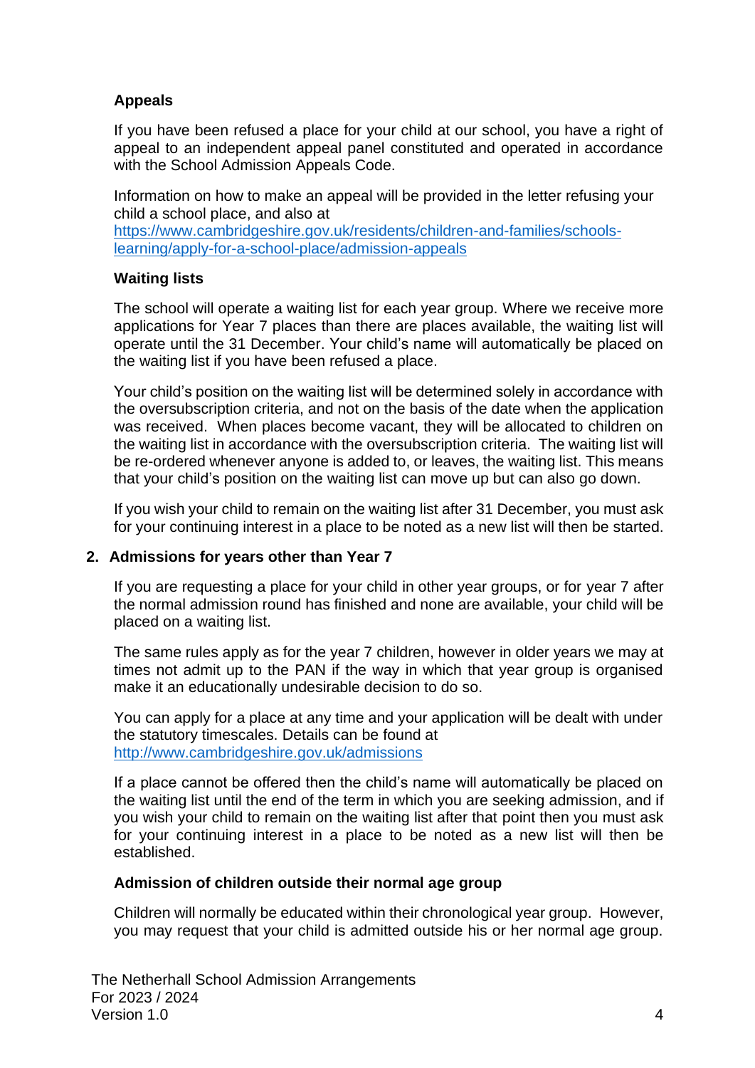### Appeals

If you have been refused a place for your child at our school, you have a right of appeal to an independent appeal panel constituted and operated in accordance with the School Admission Appeals Code.

Information on how to make an appeal will be provided in the letter refusing your child a school place, and also at [https://www.cambridgeshire.gov.uk/residents/children-and-families/schools-learning/apply-for-a-school-place/admission-appeals](https://www.cambridgeshire.gov.uk/residents/children-and-families/schools-learning/apply-for-a-school-place/admission-appeals)

### Waiting lists

The school will operate a waiting list for each year group. Where we receive more applications for Year 7 places than there are places available, the waiting list will operate until the 31 December. Your child's name will automatically be placed on the waiting list if you have been refused a place.

Your child's position on the waiting list will be determined solely in accordance with the oversubscription criteria, and not on the basis of the date when the application was received. When places become vacant, they will be allocated to children on the waiting list in accordance with the oversubscription criteria. The waiting list will be re-ordered whenever anyone is added to, or leaves, the waiting list. This means that your child's position on the waiting list can move up but can also go down.

If you wish your child to remain on the waiting list after 31 December, you must ask for your continuing interest in a place to be noted as a new list will then be started.

## 2. Admissions for years other than Year 7

If you are requesting a place for your child in other year groups, or for year 7 after the normal admission round has finished and none are available, your child will be placed on a waiting list.

The same rules apply as for the year 7 children, however in older years we may at times not admit up to the PAN if the way in which that year group is organised make it an educationally undesirable decision to do so.

You can apply for a place at any time and your application will be dealt with under the statutory timescales. Details can be found at [http://www.cambridgeshire.gov.uk/admissions](http://www.cambridgeshire.gov.uk/admissions)

If a place cannot be offered then the child's name will automatically be placed on the waiting list until the end of the term in which you are seeking admission, and if you wish your child to remain on the waiting list after that point then you must ask for your continuing interest in a place to be noted as a new list will then be established.

### Admission of children outside their normal age group

Children will normally be educated within their chronological year group. However, you may request that your child is admitted outside his or her normal age group.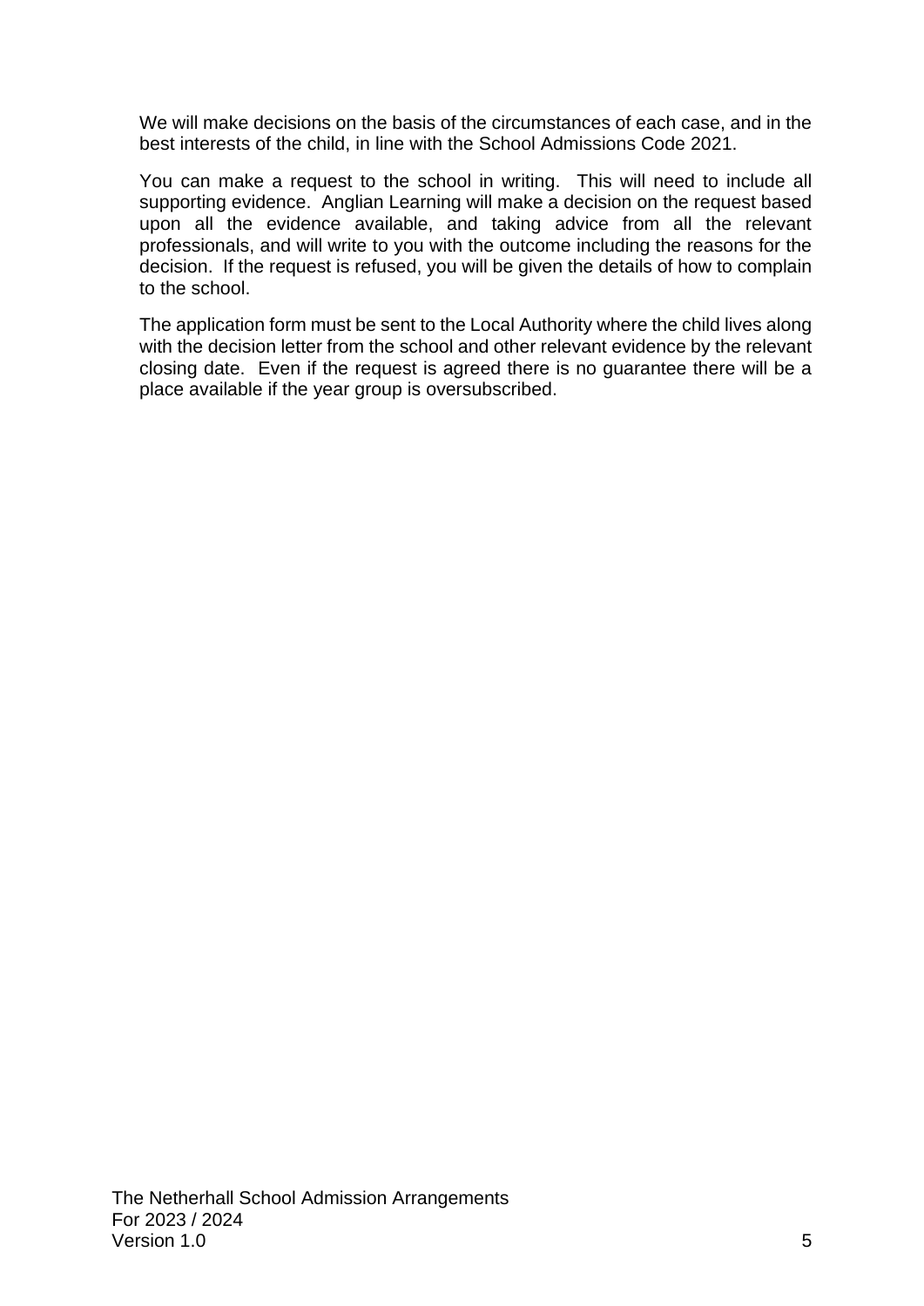We will make decisions on the basis of the circumstances of each case, and in the best interests of the child, in line with the School Admissions Code 2021.

You can make a request to the school in writing. This will need to include all supporting evidence. Anglian Learning will make a decision on the request based upon all the evidence available, and taking advice from all the relevant professionals, and will write to you with the outcome including the reasons for the decision. If the request is refused, you will be given the details of how to complain to the school.

The application form must be sent to the Local Authority where the child lives along with the decision letter from the school and other relevant evidence by the relevant closing date. Even if the request is agreed there is no guarantee there will be a place available if the year group is oversubscribed.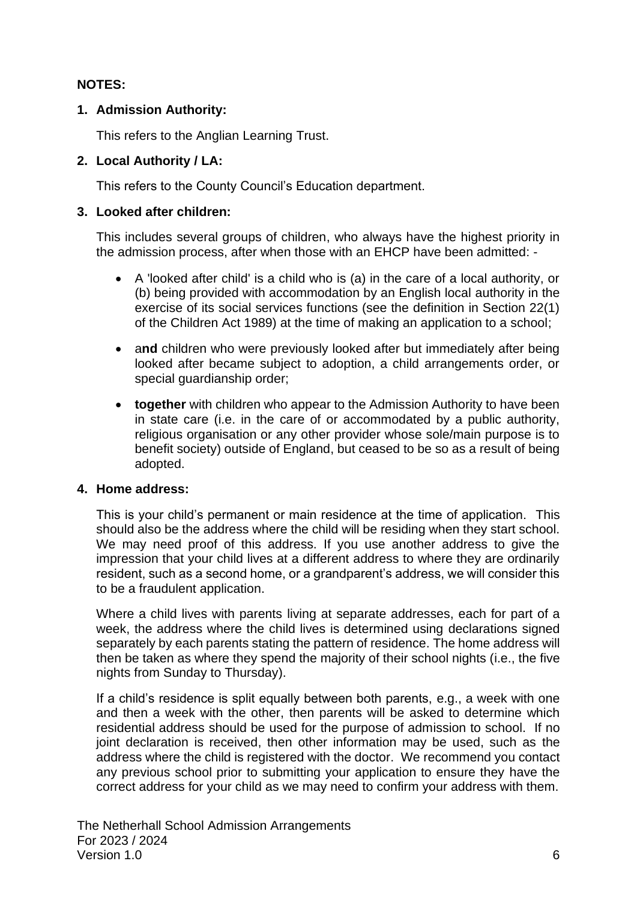**NOTES:**

1. **Admission Authority:**

   This refers to the Anglian Learning Trust.

2. **Local Authority / LA:**

   This refers to the County Council's Education department.

3. **Looked after children:**

   This includes several groups of children, who always have the highest priority in the admission process, after when those with an EHCP have been admitted: -

   - A 'looked after child' is a child who is (a) in the care of a local authority, or (b) being provided with accommodation by an English local authority in the exercise of its social services functions (see the definition in Section 22(1) of the Children Act 1989) at the time of making an application to a school;
   - a**nd** children who were previously looked after but immediately after being looked after became subject to adoption, a child arrangements order, or special guardianship order;
   - **together** with children who appear to the Admission Authority to have been in state care (i.e. in the care of or accommodated by a public authority, religious organisation or any other provider whose sole/main purpose is to benefit society) outside of England, but ceased to be so as a result of being adopted.

4. **Home address:**

   This is your child's permanent or main residence at the time of application. This should also be the address where the child will be residing when they start school. We may need proof of this address. If you use another address to give the impression that your child lives at a different address to where they are ordinarily resident, such as a second home, or a grandparent's address, we will consider this to be a fraudulent application.

   Where a child lives with parents living at separate addresses, each for part of a week, the address where the child lives is determined using declarations signed separately by each parents stating the pattern of residence. The home address will then be taken as where they spend the majority of their school nights (i.e., the five nights from Sunday to Thursday).

   If a child's residence is split equally between both parents, e.g., a week with one and then a week with the other, then parents will be asked to determine which residential address should be used for the purpose of admission to school. If no joint declaration is received, then other information may be used, such as the address where the child is registered with the doctor. We recommend you contact any previous school prior to submitting your application to ensure they have the correct address for your child as we may need to confirm your address with them.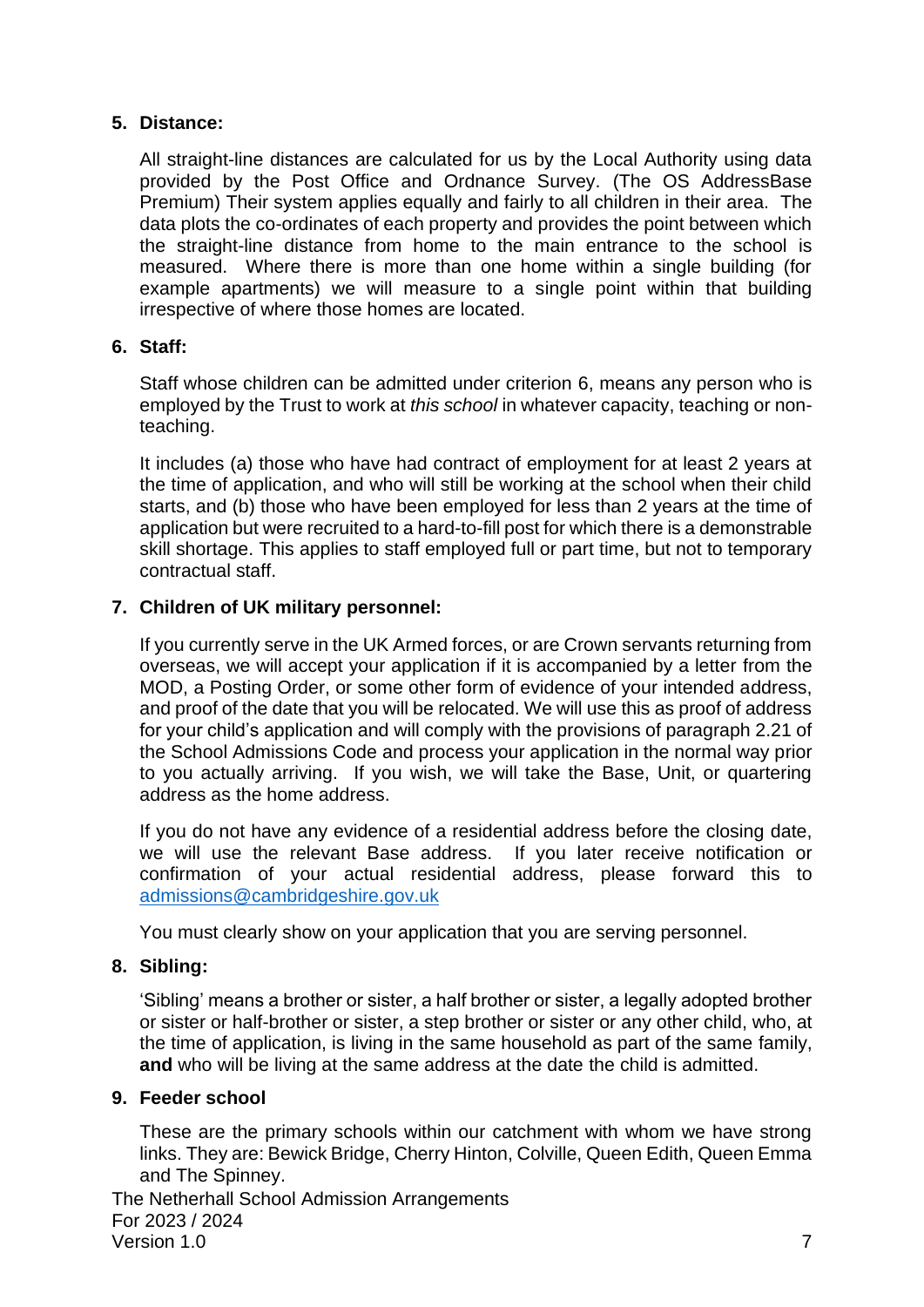5. **Distance:**

   All straight-line distances are calculated for us by the Local Authority using data provided by the Post Office and Ordnance Survey. (The OS AddressBase Premium) Their system applies equally and fairly to all children in their area. The data plots the co-ordinates of each property and provides the point between which the straight-line distance from home to the main entrance to the school is measured. Where there is more than one home within a single building (for example apartments) we will measure to a single point within that building irrespective of where those homes are located.

6. **Staff:**

   Staff whose children can be admitted under criterion 6, means any person who is employed by the Trust to work at *this school* in whatever capacity, teaching or non-teaching.

   It includes (a) those who have had contract of employment for at least 2 years at the time of application, and who will still be working at the school when their child starts, and (b) those who have been employed for less than 2 years at the time of application but were recruited to a hard-to-fill post for which there is a demonstrable skill shortage. This applies to staff employed full or part time, but not to temporary contractual staff.

7. **Children of UK military personnel:**

   If you currently serve in the UK Armed forces, or are Crown servants returning from overseas, we will accept your application if it is accompanied by a letter from the MOD, a Posting Order, or some other form of evidence of your intended address, and proof of the date that you will be relocated. We will use this as proof of address for your child's application and will comply with the provisions of paragraph 2.21 of the School Admissions Code and process your application in the normal way prior to you actually arriving. If you wish, we will take the Base, Unit, or quartering address as the home address.

   If you do not have any evidence of a residential address before the closing date, we will use the relevant Base address. If you later receive notification or confirmation of your actual residential address, please forward this to [admissions@cambridgeshire.gov.uk](mailto:admissions@cambridgeshire.gov.uk)

   You must clearly show on your application that you are serving personnel.

8. **Sibling:**

   'Sibling' means a brother or sister, a half brother or sister, a legally adopted brother or sister or half-brother or sister, a step brother or sister or any other child, who, at the time of application, is living in the same household as part of the same family, **and** who will be living at the same address at the date the child is admitted.

9. **Feeder school**

   These are the primary schools within our catchment with whom we have strong links. They are: Bewick Bridge, Cherry Hinton, Colville, Queen Edith, Queen Emma and The Spinney.